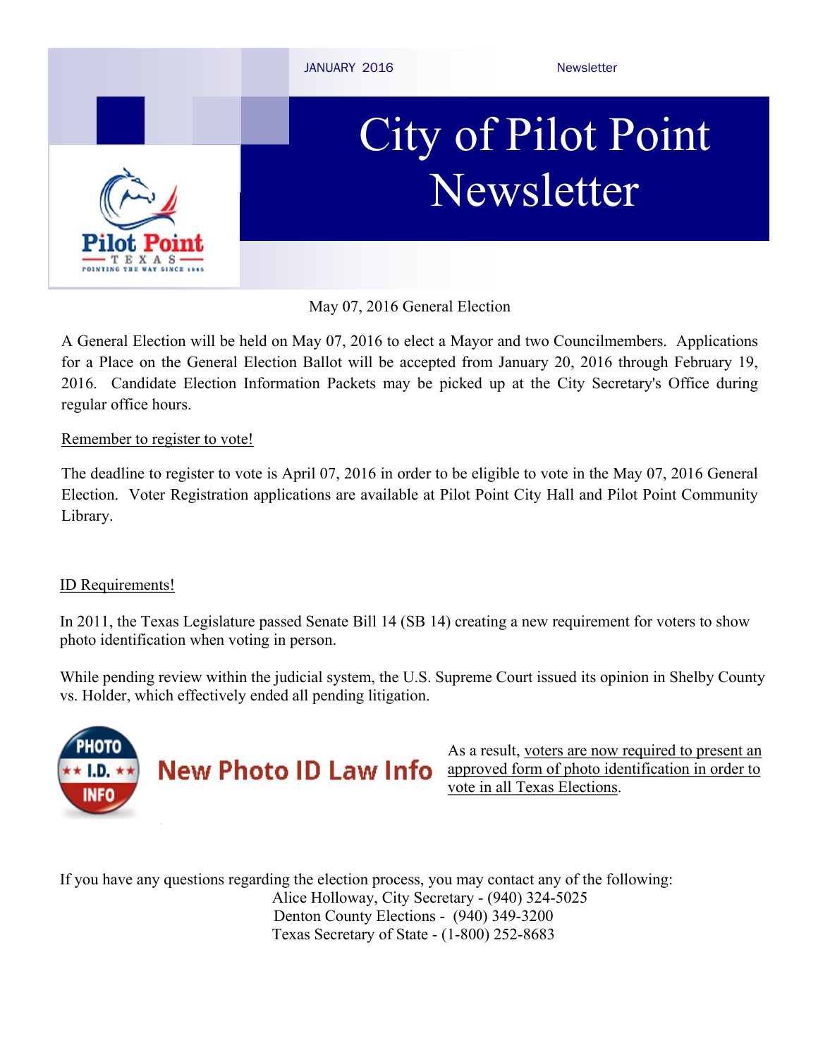JANUARY 2016 Newsletter

# City of Pilot Point Newsletter

## May 07, 2016 General Election

A General Election will be held on May 07, 2016 to elect a Mayor and two Councilmembers. Applications for a Place on the General Election Ballot will be accepted from January 20, 2016 through February 19, 2016. Candidate Election Information Packets may be picked up at the City Secretary's Office during regular office hours.

### Remember to register to vote!

The deadline to register to vote is April 07, 2016 in order to be eligible to vote in the May 07, 2016 General Election. Voter Registration applications are available at Pilot Point City Hall and Pilot Point Community Library.

### ID Requirements!

In 2011, the Texas Legislature passed Senate Bill 14 (SB 14) creating a new requirement for voters to show photo identification when voting in person.

While pending review within the judicial system, the U.S. Supreme Court issued its opinion in Shelby County vs. Holder, which effectively ended all pending litigation.

**New Photo ID Law Info**

As a result, voters are now required to present an approved form of photo identification in order to vote in all Texas Elections.

If you have any questions regarding the election process, you may contact any of the following:

Alice Holloway, City Secretary - (940) 324-5025
Denton County Elections - (940) 349-3200
Texas Secretary of State - (1-800) 252-8683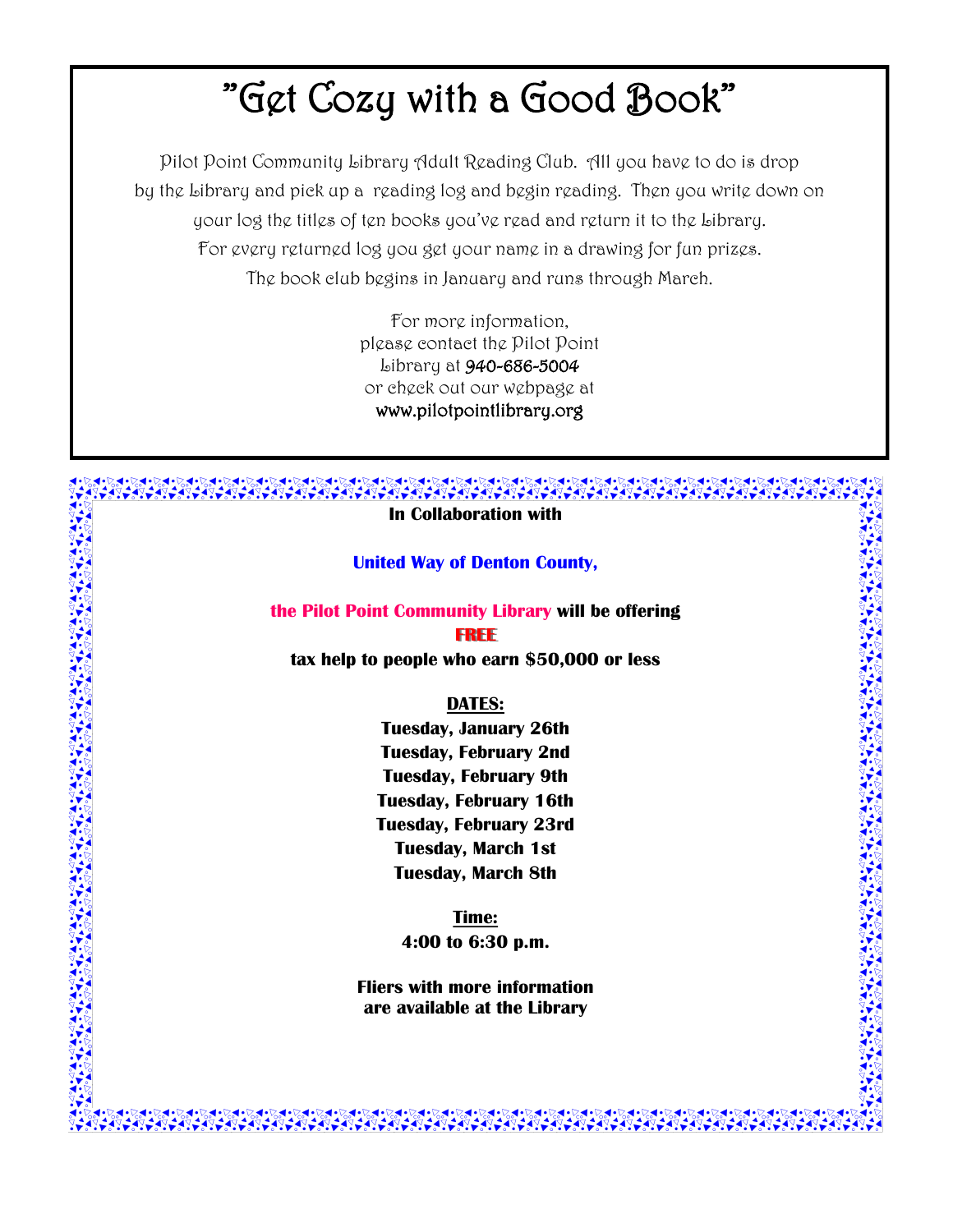# "Get Cozy with a Good Book"

Pilot Point Community Library Adult Reading Club. All you have to do is drop by the Library and pick up a reading log and begin reading. Then you write down on your log the titles of ten books you've read and return it to the Library. For every returned log you get your name in a drawing for fun prizes. The book club begins in January and runs through March.

For more information, please contact the Pilot Point Library at 940-686-5004 or check out our webpage at www.pilotpointlibrary.org

**In Collaboration with**

**United Way of Denton County,**

**the Pilot Point Community Library will be offering**

**FREE**

**tax help to people who earn $50,000 or less**

**DATES:**

**Tuesday, January 26th**
**Tuesday, February 2nd**
**Tuesday, February 9th**
**Tuesday, February 16th**
**Tuesday, February 23rd**
**Tuesday, March 1st**
**Tuesday, March 8th**

**Time:**

**4:00 to 6:30 p.m.**

**Fliers with more information are available at the Library**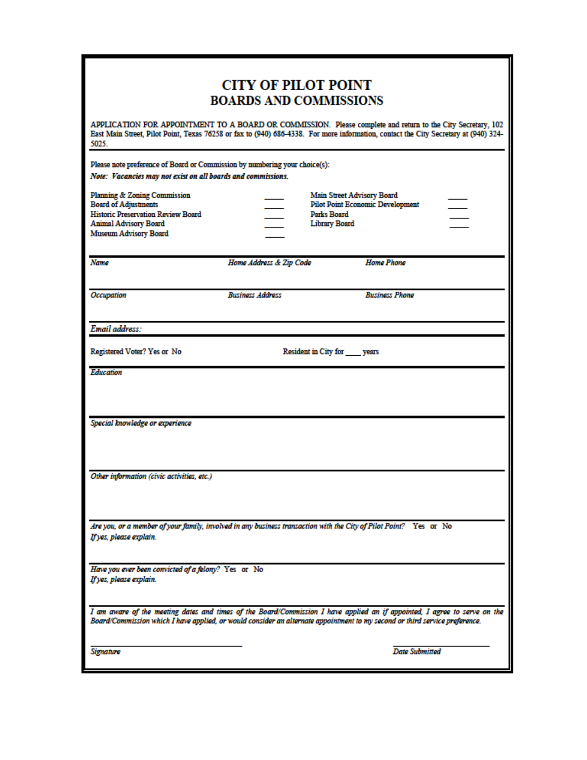# CITY OF PILOT POINT
## BOARDS AND COMMISSIONS

APPLICATION FOR APPOINTMENT TO A BOARD OR COMMISSION. Please complete and return to the City Secretary, 102 East Main Street, Pilot Point, Texas 76258 or fax to (940) 686-4338. For more information, contact the City Secretary at (940) 324-5025.

Please note preference of Board or Commission by numbering your choice(s):

***Note: Vacancies may not exist on all boards and commissions.***

| | | | |
|---|---|---|---|
| Planning & Zoning Commission | ____ | Main Street Advisory Board | ____ |
| Board of Adjustments | ____ | Pilot Point Economic Development | ____ |
| Historic Preservation Review Board | ____ | Parks Board | ____ |
| Animal Advisory Board | ____ | Library Board | ____ |
| Museum Advisory Board | ____ | | |

| | | |
|---|---|---|
| *Name* | *Home Address & Zip Code* | *Home Phone* |
| *Occupation* | *Business Address* | *Business Phone* |

*Email address:*

Registered Voter? Yes or No

Resident in City for ____ years

*Education*

*Special knowledge or experience*

*Other information (civic activities, etc.)*

*Are you, or a member of your family, involved in any business transaction with the City of Pilot Point?* Yes or No

*If yes, please explain.*

*Have you ever been convicted of a felony?* Yes or No

*If yes, please explain.*

*I am aware of the meeting dates and times of the Board/Commission I have applied an if appointed, I agree to serve on the Board/Commission which I have applied, or would consider an alternate appointment to my second or third service preference.*

______________________________ *Signature*

______________________________ *Date Submitted*